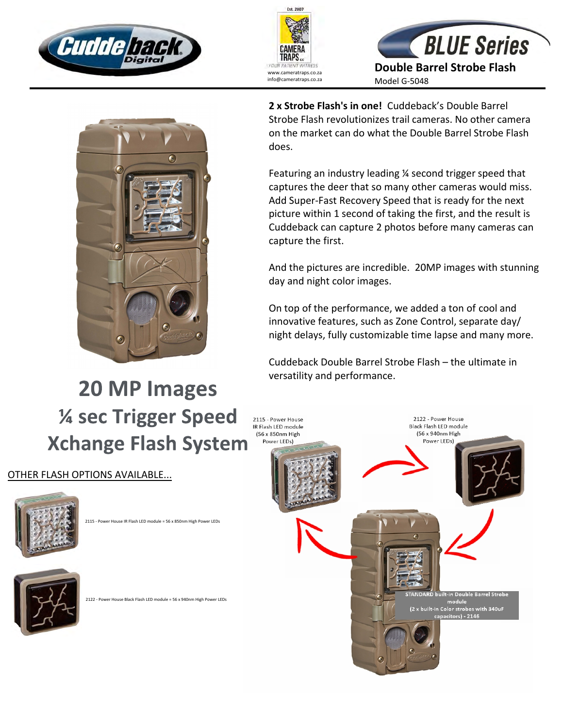Est. 2007

CAMERA TRAPS cc

YOUR PATIENT WITNESS

www.cameratraps.co.za

info@cameratraps.co.za

# BLUE Series

## Double Barrel Strobe Flash

Model G-5048

**2 x Strobe Flash's in one!** Cuddeback's Double Barrel Strobe Flash revolutionizes trail cameras. No other camera on the market can do what the Double Barrel Strobe Flash does.

Featuring an industry leading ¼ second trigger speed that captures the deer that so many other cameras would miss. Add Super-Fast Recovery Speed that is ready for the next picture within 1 second of taking the first, and the result is Cuddeback can capture 2 photos before many cameras can capture the first.

And the pictures are incredible. 20MP images with stunning day and night color images.

On top of the performance, we added a ton of cool and innovative features, such as Zone Control, separate day/night delays, fully customizable time lapse and many more.

Cuddeback Double Barrel Strobe Flash – the ultimate in versatility and performance.

## 20 MP Images
## ¼ sec Trigger Speed
## Xchange Flash System

OTHER FLASH OPTIONS AVAILABLE...

2115 - Power House IR Flash LED module = 56 x 850nm High Power LEDs

2122 - Power House Black Flash LED module = 56 x 940nm High Power LEDs

2115 - Power House IR Flash LED module (56 x 850nm High Power LEDs)

2122 - Power House Black Flash LED module (56 x 940nm High Power LEDs)

STANDARD built-in Double Barrel Strobe module (2 x built-in Color strobes with 340uF capacitors) - 2146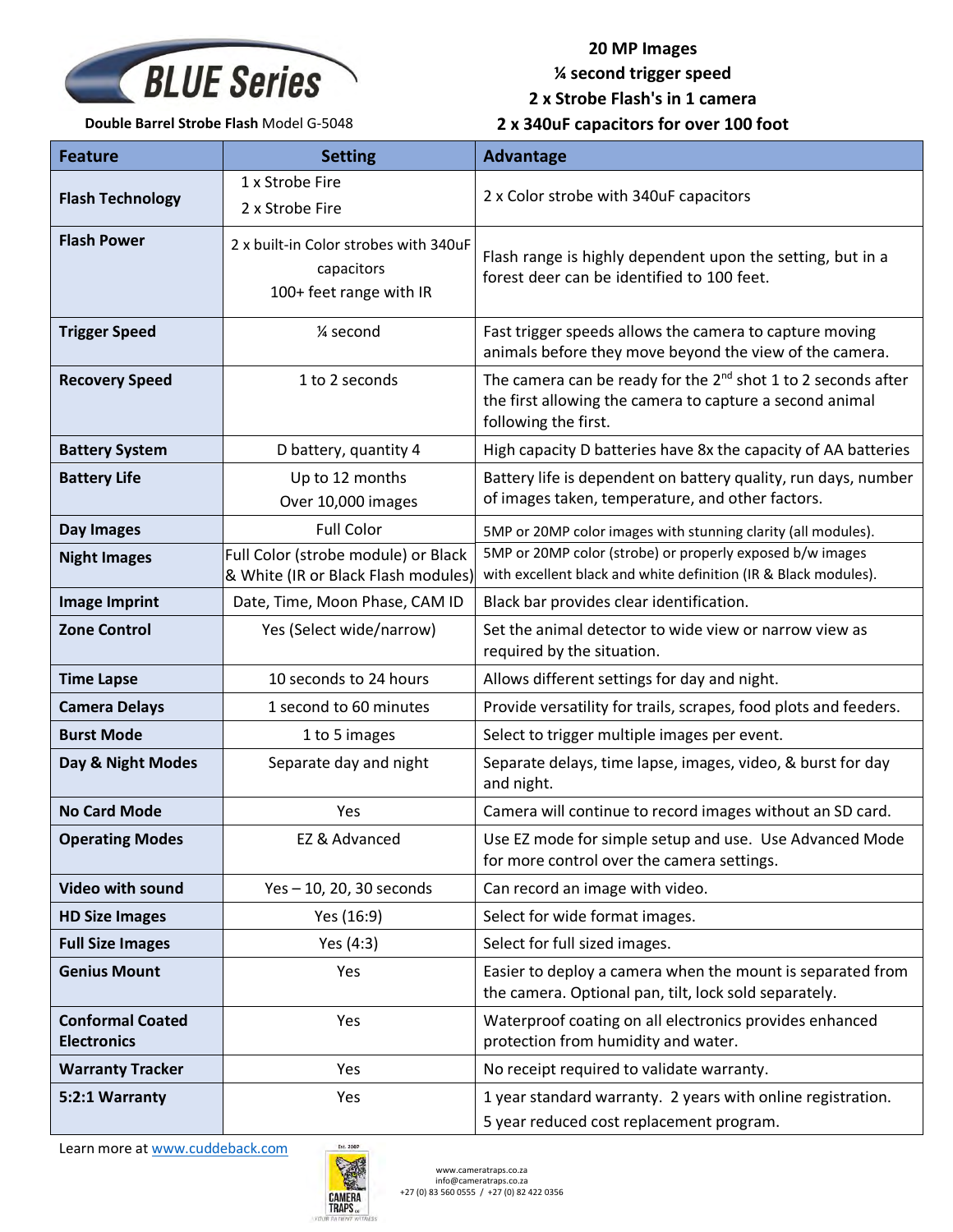BLUE Series

Double Barrel Strobe Flash Model G-5048

**20 MP Images**
**¼ second trigger speed**
**2 x Strobe Flash's in 1 camera**
**2 x 340uF capacitors for over 100 foot**

| Feature | Setting | Advantage |
|---|---|---|
| **Flash Technology** | 1 x Strobe Fire<br>2 x Strobe Fire | 2 x Color strobe with 340uF capacitors |
| **Flash Power** | 2 x built-in Color strobes with 340uF capacitors<br>100+ feet range with IR | Flash range is highly dependent upon the setting, but in a forest deer can be identified to 100 feet. |
| **Trigger Speed** | ¼ second | Fast trigger speeds allows the camera to capture moving animals before they move beyond the view of the camera. |
| **Recovery Speed** | 1 to 2 seconds | The camera can be ready for the 2nd shot 1 to 2 seconds after the first allowing the camera to capture a second animal following the first. |
| **Battery System** | D battery, quantity 4 | High capacity D batteries have 8x the capacity of AA batteries |
| **Battery Life** | Up to 12 months<br>Over 10,000 images | Battery life is dependent on battery quality, run days, number of images taken, temperature, and other factors. |
| **Day Images** | Full Color | 5MP or 20MP color images with stunning clarity (all modules). |
| **Night Images** | Full Color (strobe module) or Black & White (IR or Black Flash modules) | 5MP or 20MP color (strobe) or properly exposed b/w images with excellent black and white definition (IR & Black modules). |
| **Image Imprint** | Date, Time, Moon Phase, CAM ID | Black bar provides clear identification. |
| **Zone Control** | Yes (Select wide/narrow) | Set the animal detector to wide view or narrow view as required by the situation. |
| **Time Lapse** | 10 seconds to 24 hours | Allows different settings for day and night. |
| **Camera Delays** | 1 second to 60 minutes | Provide versatility for trails, scrapes, food plots and feeders. |
| **Burst Mode** | 1 to 5 images | Select to trigger multiple images per event. |
| **Day & Night Modes** | Separate day and night | Separate delays, time lapse, images, video, & burst for day and night. |
| **No Card Mode** | Yes | Camera will continue to record images without an SD card. |
| **Operating Modes** | EZ & Advanced | Use EZ mode for simple setup and use. Use Advanced Mode for more control over the camera settings. |
| **Video with sound** | Yes – 10, 20, 30 seconds | Can record an image with video. |
| **HD Size Images** | Yes (16:9) | Select for wide format images. |
| **Full Size Images** | Yes (4:3) | Select for full sized images. |
| **Genius Mount** | Yes | Easier to deploy a camera when the mount is separated from the camera. Optional pan, tilt, lock sold separately. |
| **Conformal Coated Electronics** | Yes | Waterproof coating on all electronics provides enhanced protection from humidity and water. |
| **Warranty Tracker** | Yes | No receipt required to validate warranty. |
| **5:2:1 Warranty** | Yes | 1 year standard warranty. 2 years with online registration.<br>5 year reduced cost replacement program. |

Learn more at www.cuddeback.com

www.cameratraps.co.za
info@cameratraps.co.za
+27 (0) 83 560 0555 / +27 (0) 82 422 0356